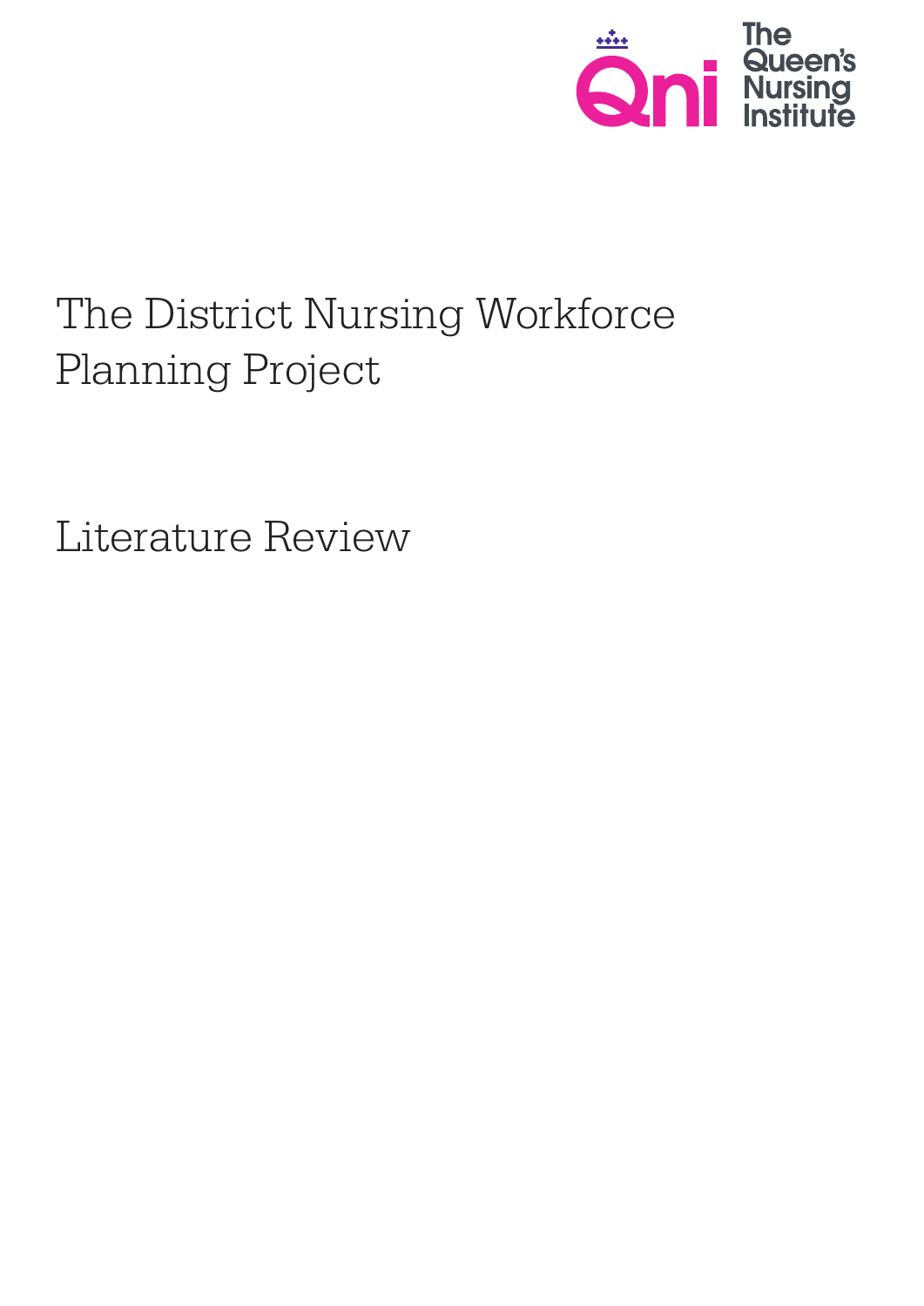The Queen's Nursing Institute

# The District Nursing Workforce Planning Project

## Literature Review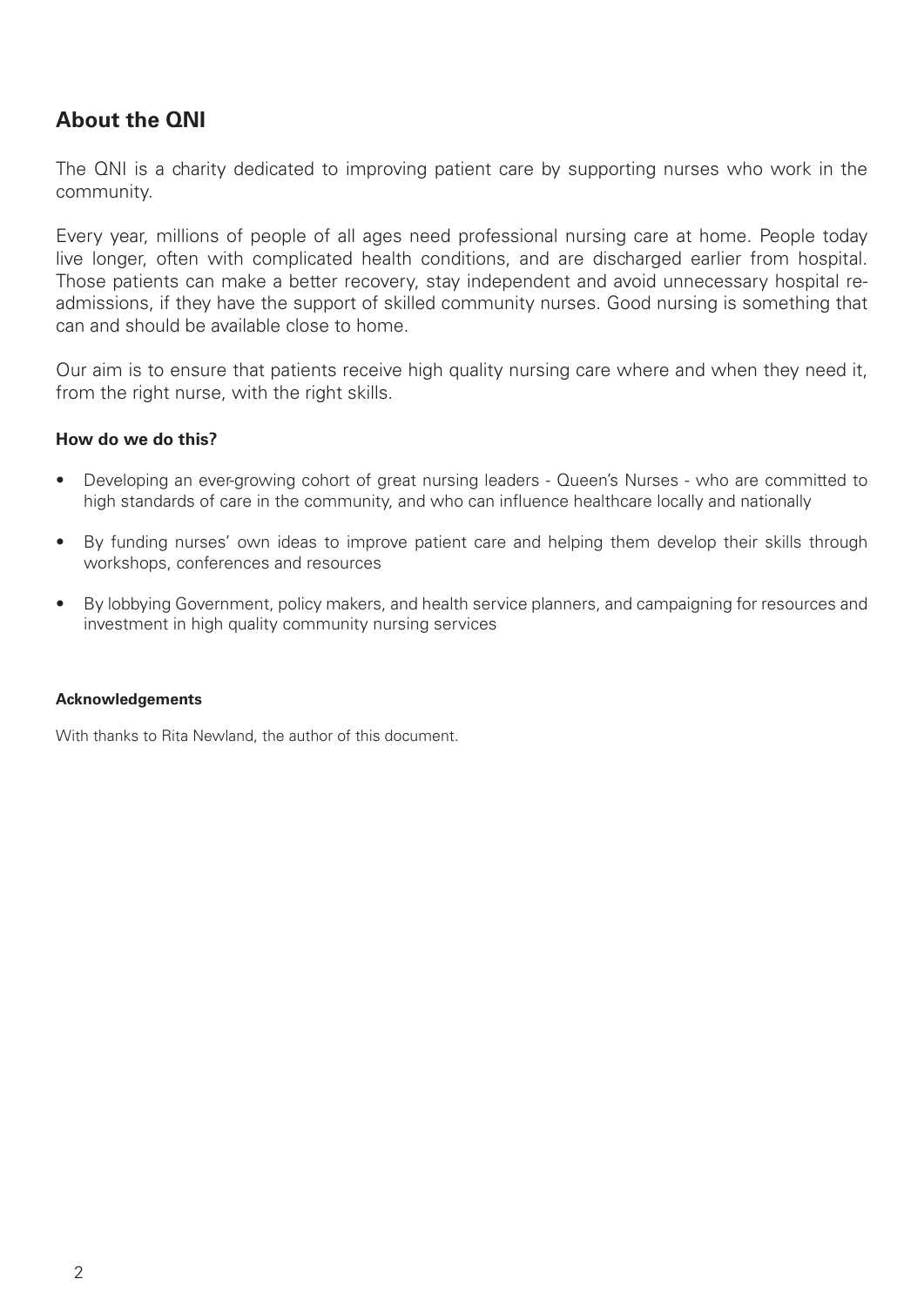## About the QNI

The QNI is a charity dedicated to improving patient care by supporting nurses who work in the community.

Every year, millions of people of all ages need professional nursing care at home. People today live longer, often with complicated health conditions, and are discharged earlier from hospital. Those patients can make a better recovery, stay independent and avoid unnecessary hospital re-admissions, if they have the support of skilled community nurses. Good nursing is something that can and should be available close to home.

Our aim is to ensure that patients receive high quality nursing care where and when they need it, from the right nurse, with the right skills.

**How do we do this?**

- Developing an ever-growing cohort of great nursing leaders - Queen's Nurses - who are committed to high standards of care in the community, and who can influence healthcare locally and nationally
- By funding nurses' own ideas to improve patient care and helping them develop their skills through workshops, conferences and resources
- By lobbying Government, policy makers, and health service planners, and campaigning for resources and investment in high quality community nursing services

**Acknowledgements**

With thanks to Rita Newland, the author of this document.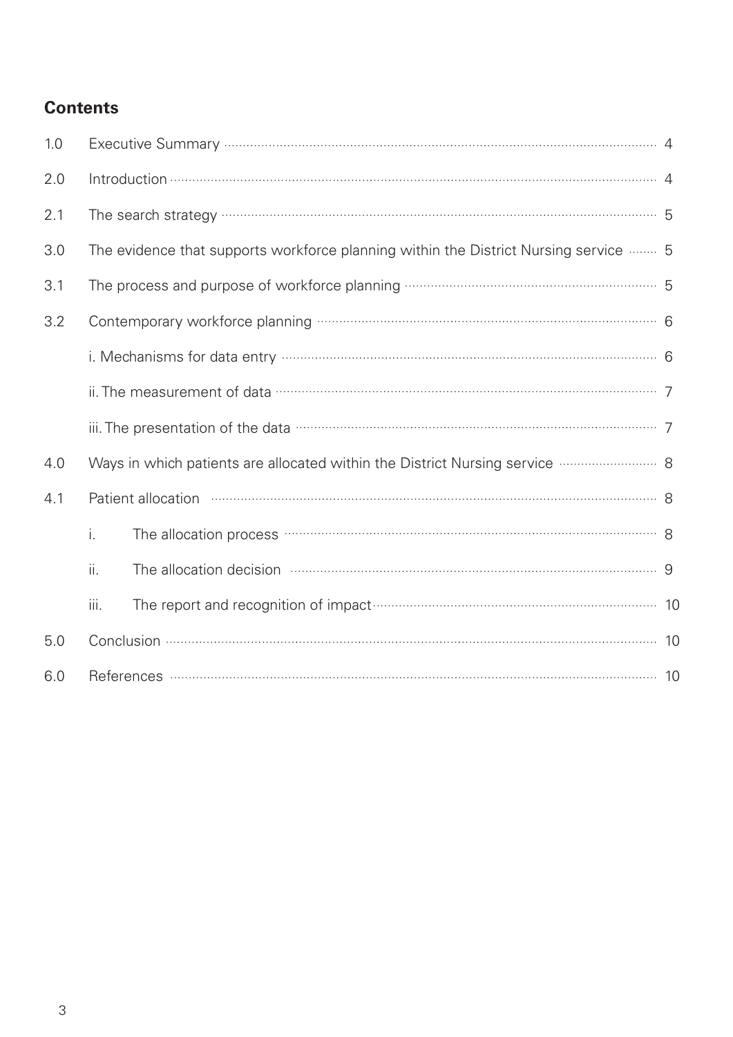## Contents

| | | |
|---|---|---|
| 1.0 | Executive Summary | 4 |
| 2.0 | Introduction | 4 |
| 2.1 | The search strategy | 5 |
| 3.0 | The evidence that supports workforce planning within the District Nursing service | 5 |
| 3.1 | The process and purpose of workforce planning | 5 |
| 3.2 | Contemporary workforce planning | 6 |
| | i. Mechanisms for data entry | 6 |
| | ii. The measurement of data | 7 |
| | iii. The presentation of the data | 7 |
| 4.0 | Ways in which patients are allocated within the District Nursing service | 8 |
| 4.1 | Patient allocation | 8 |
| | i. The allocation process | 8 |
| | ii. The allocation decision | 9 |
| | iii. The report and recognition of impact | 10 |
| 5.0 | Conclusion | 10 |
| 6.0 | References | 10 |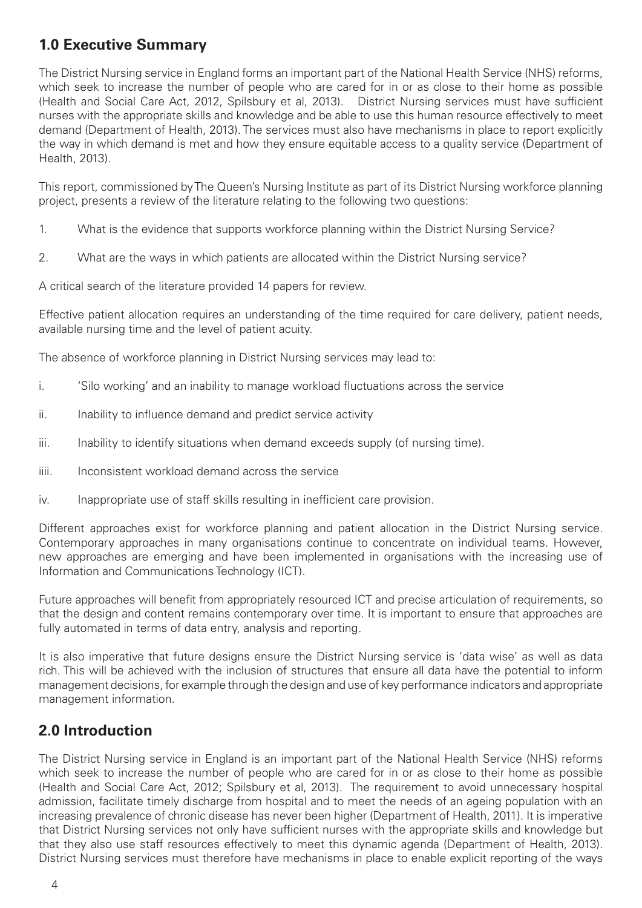## 1.0 Executive Summary

The District Nursing service in England forms an important part of the National Health Service (NHS) reforms, which seek to increase the number of people who are cared for in or as close to their home as possible (Health and Social Care Act, 2012, Spilsbury et al, 2013). District Nursing services must have sufficient nurses with the appropriate skills and knowledge and be able to use this human resource effectively to meet demand (Department of Health, 2013). The services must also have mechanisms in place to report explicitly the way in which demand is met and how they ensure equitable access to a quality service (Department of Health, 2013).

This report, commissioned by The Queen's Nursing Institute as part of its District Nursing workforce planning project, presents a review of the literature relating to the following two questions:

1. What is the evidence that supports workforce planning within the District Nursing Service?

2. What are the ways in which patients are allocated within the District Nursing service?

A critical search of the literature provided 14 papers for review.

Effective patient allocation requires an understanding of the time required for care delivery, patient needs, available nursing time and the level of patient acuity.

The absence of workforce planning in District Nursing services may lead to:

i. 'Silo working' and an inability to manage workload fluctuations across the service

ii. Inability to influence demand and predict service activity

iii. Inability to identify situations when demand exceeds supply (of nursing time).

iiii. Inconsistent workload demand across the service

iv. Inappropriate use of staff skills resulting in inefficient care provision.

Different approaches exist for workforce planning and patient allocation in the District Nursing service. Contemporary approaches in many organisations continue to concentrate on individual teams. However, new approaches are emerging and have been implemented in organisations with the increasing use of Information and Communications Technology (ICT).

Future approaches will benefit from appropriately resourced ICT and precise articulation of requirements, so that the design and content remains contemporary over time. It is important to ensure that approaches are fully automated in terms of data entry, analysis and reporting.

It is also imperative that future designs ensure the District Nursing service is 'data wise' as well as data rich. This will be achieved with the inclusion of structures that ensure all data have the potential to inform management decisions, for example through the design and use of key performance indicators and appropriate management information.

## 2.0 Introduction

The District Nursing service in England is an important part of the National Health Service (NHS) reforms which seek to increase the number of people who are cared for in or as close to their home as possible (Health and Social Care Act, 2012; Spilsbury et al, 2013). The requirement to avoid unnecessary hospital admission, facilitate timely discharge from hospital and to meet the needs of an ageing population with an increasing prevalence of chronic disease has never been higher (Department of Health, 2011). It is imperative that District Nursing services not only have sufficient nurses with the appropriate skills and knowledge but that they also use staff resources effectively to meet this dynamic agenda (Department of Health, 2013). District Nursing services must therefore have mechanisms in place to enable explicit reporting of the ways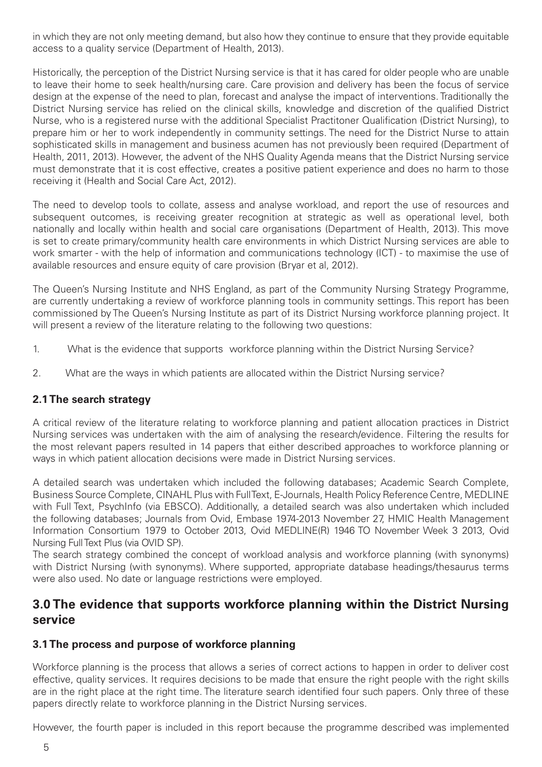in which they are not only meeting demand, but also how they continue to ensure that they provide equitable access to a quality service (Department of Health, 2013).

Historically, the perception of the District Nursing service is that it has cared for older people who are unable to leave their home to seek health/nursing care. Care provision and delivery has been the focus of service design at the expense of the need to plan, forecast and analyse the impact of interventions. Traditionally the District Nursing service has relied on the clinical skills, knowledge and discretion of the qualified District Nurse, who is a registered nurse with the additional Specialist Practitoner Qualification (District Nursing), to prepare him or her to work independently in community settings. The need for the District Nurse to attain sophisticated skills in management and business acumen has not previously been required (Department of Health, 2011, 2013). However, the advent of the NHS Quality Agenda means that the District Nursing service must demonstrate that it is cost effective, creates a positive patient experience and does no harm to those receiving it (Health and Social Care Act, 2012).

The need to develop tools to collate, assess and analyse workload, and report the use of resources and subsequent outcomes, is receiving greater recognition at strategic as well as operational level, both nationally and locally within health and social care organisations (Department of Health, 2013). This move is set to create primary/community health care environments in which District Nursing services are able to work smarter - with the help of information and communications technology (ICT) - to maximise the use of available resources and ensure equity of care provision (Bryar et al, 2012).

The Queen's Nursing Institute and NHS England, as part of the Community Nursing Strategy Programme, are currently undertaking a review of workforce planning tools in community settings. This report has been commissioned by The Queen's Nursing Institute as part of its District Nursing workforce planning project. It will present a review of the literature relating to the following two questions:

1. What is the evidence that supports workforce planning within the District Nursing Service?
2. What are the ways in which patients are allocated within the District Nursing service?

### 2.1 The search strategy

A critical review of the literature relating to workforce planning and patient allocation practices in District Nursing services was undertaken with the aim of analysing the research/evidence. Filtering the results for the most relevant papers resulted in 14 papers that either described approaches to workforce planning or ways in which patient allocation decisions were made in District Nursing services.

A detailed search was undertaken which included the following databases; Academic Search Complete, Business Source Complete, CINAHL Plus with Full Text, E-Journals, Health Policy Reference Centre, MEDLINE with Full Text, PsychInfo (via EBSCO). Additionally, a detailed search was also undertaken which included the following databases; Journals from Ovid, Embase 1974-2013 November 27, HMIC Health Management Information Consortium 1979 to October 2013, Ovid MEDLINE(R) 1946 TO November Week 3 2013, Ovid Nursing Full Text Plus (via OVID SP).

The search strategy combined the concept of workload analysis and workforce planning (with synonyms) with District Nursing (with synonyms). Where supported, appropriate database headings/thesaurus terms were also used. No date or language restrictions were employed.

## 3.0 The evidence that supports workforce planning within the District Nursing service

### 3.1 The process and purpose of workforce planning

Workforce planning is the process that allows a series of correct actions to happen in order to deliver cost effective, quality services. It requires decisions to be made that ensure the right people with the right skills are in the right place at the right time. The literature search identified four such papers. Only three of these papers directly relate to workforce planning in the District Nursing services.

However, the fourth paper is included in this report because the programme described was implemented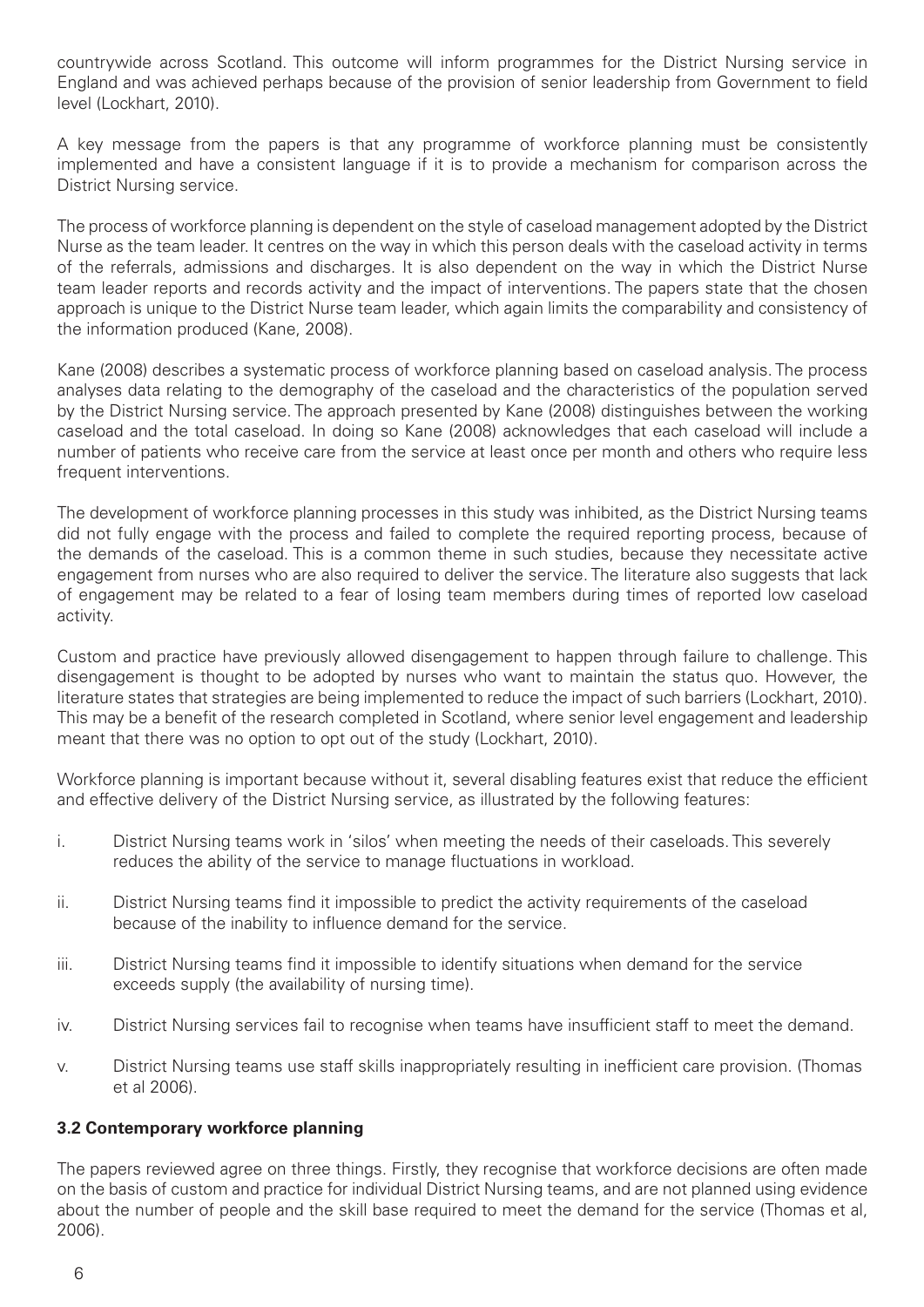countrywide across Scotland. This outcome will inform programmes for the District Nursing service in England and was achieved perhaps because of the provision of senior leadership from Government to field level (Lockhart, 2010).

A key message from the papers is that any programme of workforce planning must be consistently implemented and have a consistent language if it is to provide a mechanism for comparison across the District Nursing service.

The process of workforce planning is dependent on the style of caseload management adopted by the District Nurse as the team leader. It centres on the way in which this person deals with the caseload activity in terms of the referrals, admissions and discharges. It is also dependent on the way in which the District Nurse team leader reports and records activity and the impact of interventions. The papers state that the chosen approach is unique to the District Nurse team leader, which again limits the comparability and consistency of the information produced (Kane, 2008).

Kane (2008) describes a systematic process of workforce planning based on caseload analysis. The process analyses data relating to the demography of the caseload and the characteristics of the population served by the District Nursing service. The approach presented by Kane (2008) distinguishes between the working caseload and the total caseload. In doing so Kane (2008) acknowledges that each caseload will include a number of patients who receive care from the service at least once per month and others who require less frequent interventions.

The development of workforce planning processes in this study was inhibited, as the District Nursing teams did not fully engage with the process and failed to complete the required reporting process, because of the demands of the caseload. This is a common theme in such studies, because they necessitate active engagement from nurses who are also required to deliver the service. The literature also suggests that lack of engagement may be related to a fear of losing team members during times of reported low caseload activity.

Custom and practice have previously allowed disengagement to happen through failure to challenge. This disengagement is thought to be adopted by nurses who want to maintain the status quo. However, the literature states that strategies are being implemented to reduce the impact of such barriers (Lockhart, 2010). This may be a benefit of the research completed in Scotland, where senior level engagement and leadership meant that there was no option to opt out of the study (Lockhart, 2010).

Workforce planning is important because without it, several disabling features exist that reduce the efficient and effective delivery of the District Nursing service, as illustrated by the following features:

i. District Nursing teams work in 'silos' when meeting the needs of their caseloads. This severely reduces the ability of the service to manage fluctuations in workload.

ii. District Nursing teams find it impossible to predict the activity requirements of the caseload because of the inability to influence demand for the service.

iii. District Nursing teams find it impossible to identify situations when demand for the service exceeds supply (the availability of nursing time).

iv. District Nursing services fail to recognise when teams have insufficient staff to meet the demand.

v. District Nursing teams use staff skills inappropriately resulting in inefficient care provision. (Thomas et al 2006).

**3.2 Contemporary workforce planning**

The papers reviewed agree on three things. Firstly, they recognise that workforce decisions are often made on the basis of custom and practice for individual District Nursing teams, and are not planned using evidence about the number of people and the skill base required to meet the demand for the service (Thomas et al, 2006).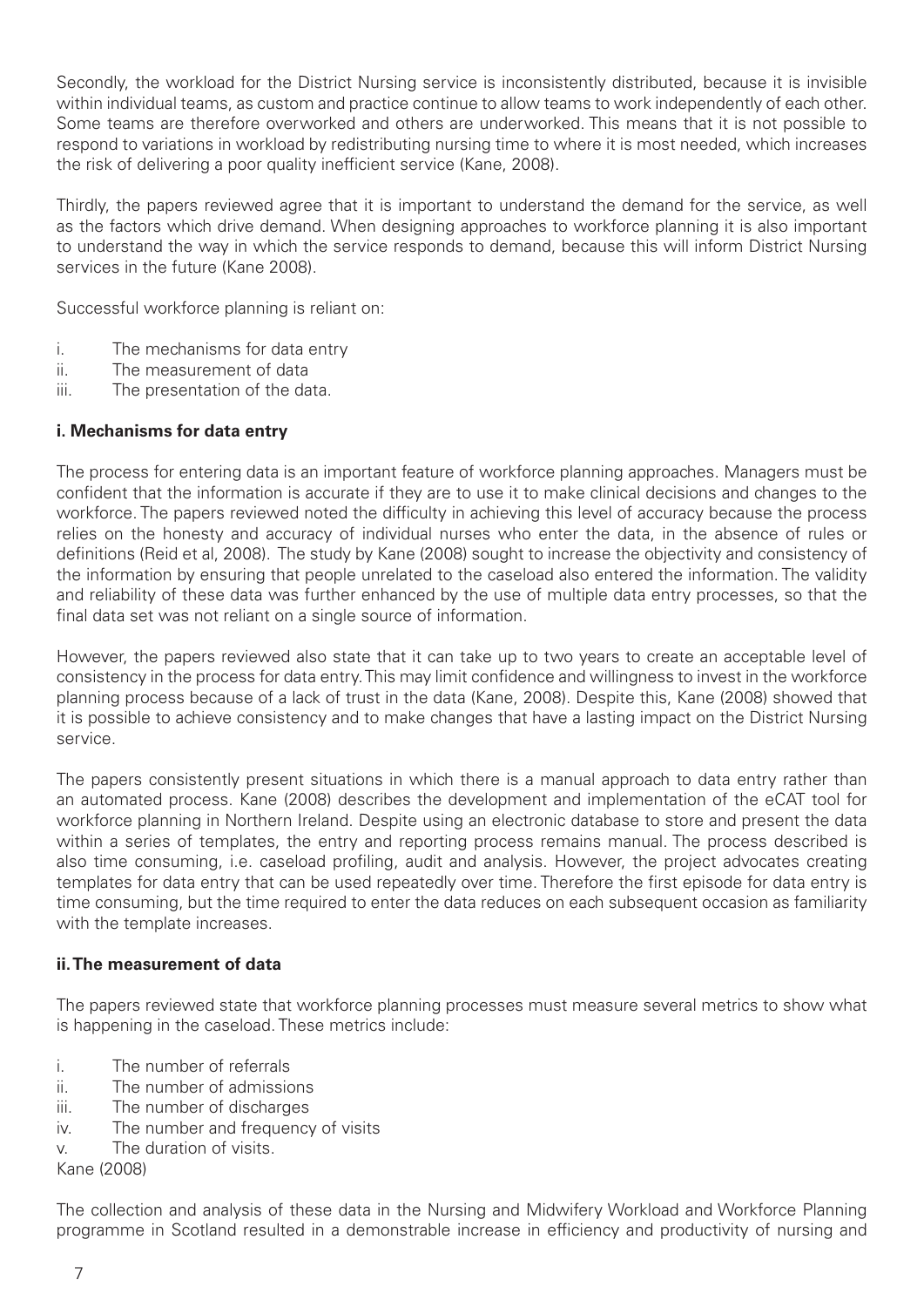Secondly, the workload for the District Nursing service is inconsistently distributed, because it is invisible within individual teams, as custom and practice continue to allow teams to work independently of each other. Some teams are therefore overworked and others are underworked. This means that it is not possible to respond to variations in workload by redistributing nursing time to where it is most needed, which increases the risk of delivering a poor quality inefficient service (Kane, 2008).

Thirdly, the papers reviewed agree that it is important to understand the demand for the service, as well as the factors which drive demand. When designing approaches to workforce planning it is also important to understand the way in which the service responds to demand, because this will inform District Nursing services in the future (Kane 2008).

Successful workforce planning is reliant on:

i. The mechanisms for data entry
ii. The measurement of data
iii. The presentation of the data.

**i. Mechanisms for data entry**

The process for entering data is an important feature of workforce planning approaches. Managers must be confident that the information is accurate if they are to use it to make clinical decisions and changes to the workforce. The papers reviewed noted the difficulty in achieving this level of accuracy because the process relies on the honesty and accuracy of individual nurses who enter the data, in the absence of rules or definitions (Reid et al, 2008). The study by Kane (2008) sought to increase the objectivity and consistency of the information by ensuring that people unrelated to the caseload also entered the information. The validity and reliability of these data was further enhanced by the use of multiple data entry processes, so that the final data set was not reliant on a single source of information.

However, the papers reviewed also state that it can take up to two years to create an acceptable level of consistency in the process for data entry. This may limit confidence and willingness to invest in the workforce planning process because of a lack of trust in the data (Kane, 2008). Despite this, Kane (2008) showed that it is possible to achieve consistency and to make changes that have a lasting impact on the District Nursing service.

The papers consistently present situations in which there is a manual approach to data entry rather than an automated process. Kane (2008) describes the development and implementation of the eCAT tool for workforce planning in Northern Ireland. Despite using an electronic database to store and present the data within a series of templates, the entry and reporting process remains manual. The process described is also time consuming, i.e. caseload profiling, audit and analysis. However, the project advocates creating templates for data entry that can be used repeatedly over time. Therefore the first episode for data entry is time consuming, but the time required to enter the data reduces on each subsequent occasion as familiarity with the template increases.

**ii. The measurement of data**

The papers reviewed state that workforce planning processes must measure several metrics to show what is happening in the caseload. These metrics include:

i. The number of referrals
ii. The number of admissions
iii. The number of discharges
iv. The number and frequency of visits
v. The duration of visits.

Kane (2008)

The collection and analysis of these data in the Nursing and Midwifery Workload and Workforce Planning programme in Scotland resulted in a demonstrable increase in efficiency and productivity of nursing and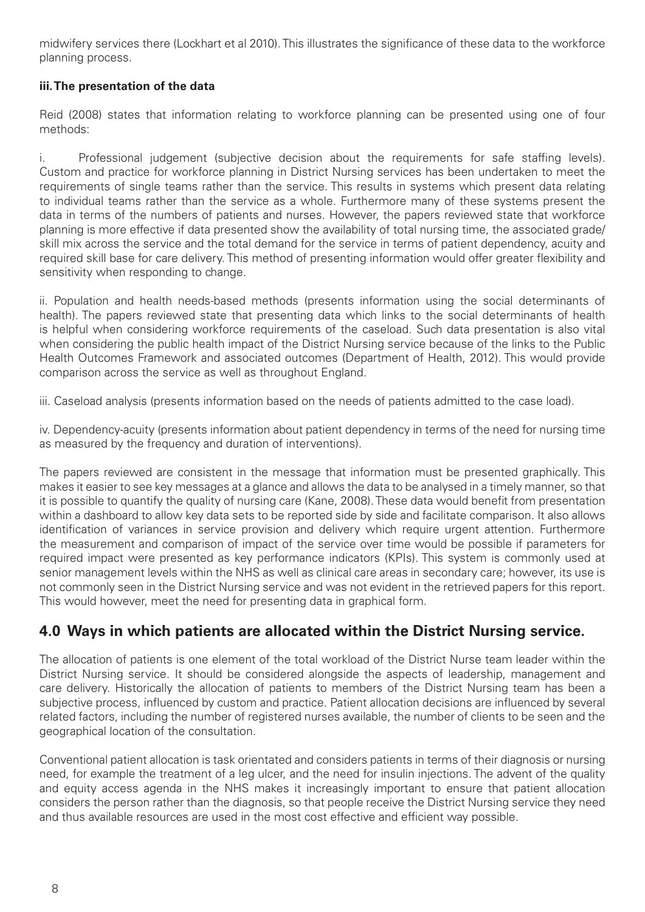midwifery services there (Lockhart et al 2010). This illustrates the significance of these data to the workforce planning process.

**iii. The presentation of the data**

Reid (2008) states that information relating to workforce planning can be presented using one of four methods:

i. Professional judgement (subjective decision about the requirements for safe staffing levels). Custom and practice for workforce planning in District Nursing services has been undertaken to meet the requirements of single teams rather than the service. This results in systems which present data relating to individual teams rather than the service as a whole. Furthermore many of these systems present the data in terms of the numbers of patients and nurses. However, the papers reviewed state that workforce planning is more effective if data presented show the availability of total nursing time, the associated grade/ skill mix across the service and the total demand for the service in terms of patient dependency, acuity and required skill base for care delivery. This method of presenting information would offer greater flexibility and sensitivity when responding to change.

ii. Population and health needs-based methods (presents information using the social determinants of health). The papers reviewed state that presenting data which links to the social determinants of health is helpful when considering workforce requirements of the caseload. Such data presentation is also vital when considering the public health impact of the District Nursing service because of the links to the Public Health Outcomes Framework and associated outcomes (Department of Health, 2012). This would provide comparison across the service as well as throughout England.

iii. Caseload analysis (presents information based on the needs of patients admitted to the case load).

iv. Dependency-acuity (presents information about patient dependency in terms of the need for nursing time as measured by the frequency and duration of interventions).

The papers reviewed are consistent in the message that information must be presented graphically. This makes it easier to see key messages at a glance and allows the data to be analysed in a timely manner, so that it is possible to quantify the quality of nursing care (Kane, 2008). These data would benefit from presentation within a dashboard to allow key data sets to be reported side by side and facilitate comparison. It also allows identification of variances in service provision and delivery which require urgent attention. Furthermore the measurement and comparison of impact of the service over time would be possible if parameters for required impact were presented as key performance indicators (KPIs). This system is commonly used at senior management levels within the NHS as well as clinical care areas in secondary care; however, its use is not commonly seen in the District Nursing service and was not evident in the retrieved papers for this report. This would however, meet the need for presenting data in graphical form.

## 4.0 Ways in which patients are allocated within the District Nursing service.

The allocation of patients is one element of the total workload of the District Nurse team leader within the District Nursing service. It should be considered alongside the aspects of leadership, management and care delivery. Historically the allocation of patients to members of the District Nursing team has been a subjective process, influenced by custom and practice. Patient allocation decisions are influenced by several related factors, including the number of registered nurses available, the number of clients to be seen and the geographical location of the consultation.

Conventional patient allocation is task orientated and considers patients in terms of their diagnosis or nursing need, for example the treatment of a leg ulcer, and the need for insulin injections. The advent of the quality and equity access agenda in the NHS makes it increasingly important to ensure that patient allocation considers the person rather than the diagnosis, so that people receive the District Nursing service they need and thus available resources are used in the most cost effective and efficient way possible.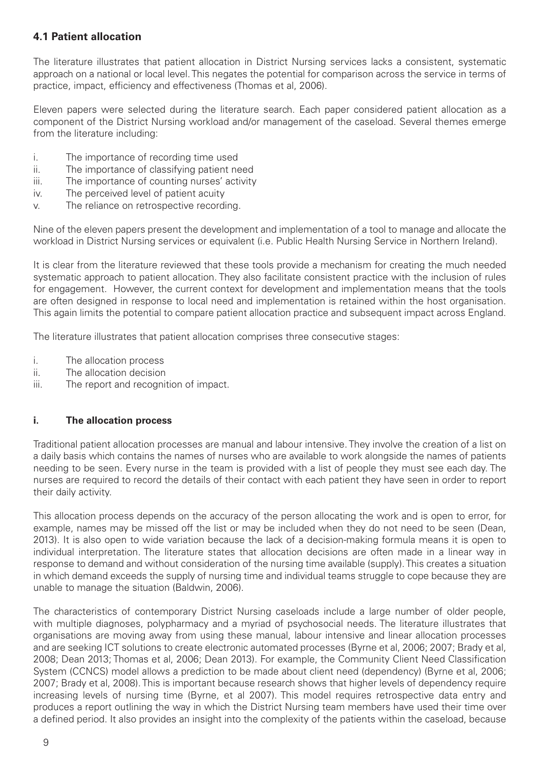### 4.1 Patient allocation

The literature illustrates that patient allocation in District Nursing services lacks a consistent, systematic approach on a national or local level. This negates the potential for comparison across the service in terms of practice, impact, efficiency and effectiveness (Thomas et al, 2006).

Eleven papers were selected during the literature search. Each paper considered patient allocation as a component of the District Nursing workload and/or management of the caseload. Several themes emerge from the literature including:

i. The importance of recording time used
ii. The importance of classifying patient need
iii. The importance of counting nurses' activity
iv. The perceived level of patient acuity
v. The reliance on retrospective recording.

Nine of the eleven papers present the development and implementation of a tool to manage and allocate the workload in District Nursing services or equivalent (i.e. Public Health Nursing Service in Northern Ireland).

It is clear from the literature reviewed that these tools provide a mechanism for creating the much needed systematic approach to patient allocation. They also facilitate consistent practice with the inclusion of rules for engagement. However, the current context for development and implementation means that the tools are often designed in response to local need and implementation is retained within the host organisation. This again limits the potential to compare patient allocation practice and subsequent impact across England.

The literature illustrates that patient allocation comprises three consecutive stages:

i. The allocation process
ii. The allocation decision
iii. The report and recognition of impact.

#### i. The allocation process

Traditional patient allocation processes are manual and labour intensive. They involve the creation of a list on a daily basis which contains the names of nurses who are available to work alongside the names of patients needing to be seen. Every nurse in the team is provided with a list of people they must see each day. The nurses are required to record the details of their contact with each patient they have seen in order to report their daily activity.

This allocation process depends on the accuracy of the person allocating the work and is open to error, for example, names may be missed off the list or may be included when they do not need to be seen (Dean, 2013). It is also open to wide variation because the lack of a decision-making formula means it is open to individual interpretation. The literature states that allocation decisions are often made in a linear way in response to demand and without consideration of the nursing time available (supply). This creates a situation in which demand exceeds the supply of nursing time and individual teams struggle to cope because they are unable to manage the situation (Baldwin, 2006).

The characteristics of contemporary District Nursing caseloads include a large number of older people, with multiple diagnoses, polypharmacy and a myriad of psychosocial needs. The literature illustrates that organisations are moving away from using these manual, labour intensive and linear allocation processes and are seeking ICT solutions to create electronic automated processes (Byrne et al, 2006; 2007; Brady et al, 2008; Dean 2013; Thomas et al, 2006; Dean 2013). For example, the Community Client Need Classification System (CCNCS) model allows a prediction to be made about client need (dependency) (Byrne et al, 2006; 2007; Brady et al, 2008). This is important because research shows that higher levels of dependency require increasing levels of nursing time (Byrne, et al 2007). This model requires retrospective data entry and produces a report outlining the way in which the District Nursing team members have used their time over a defined period. It also provides an insight into the complexity of the patients within the caseload, because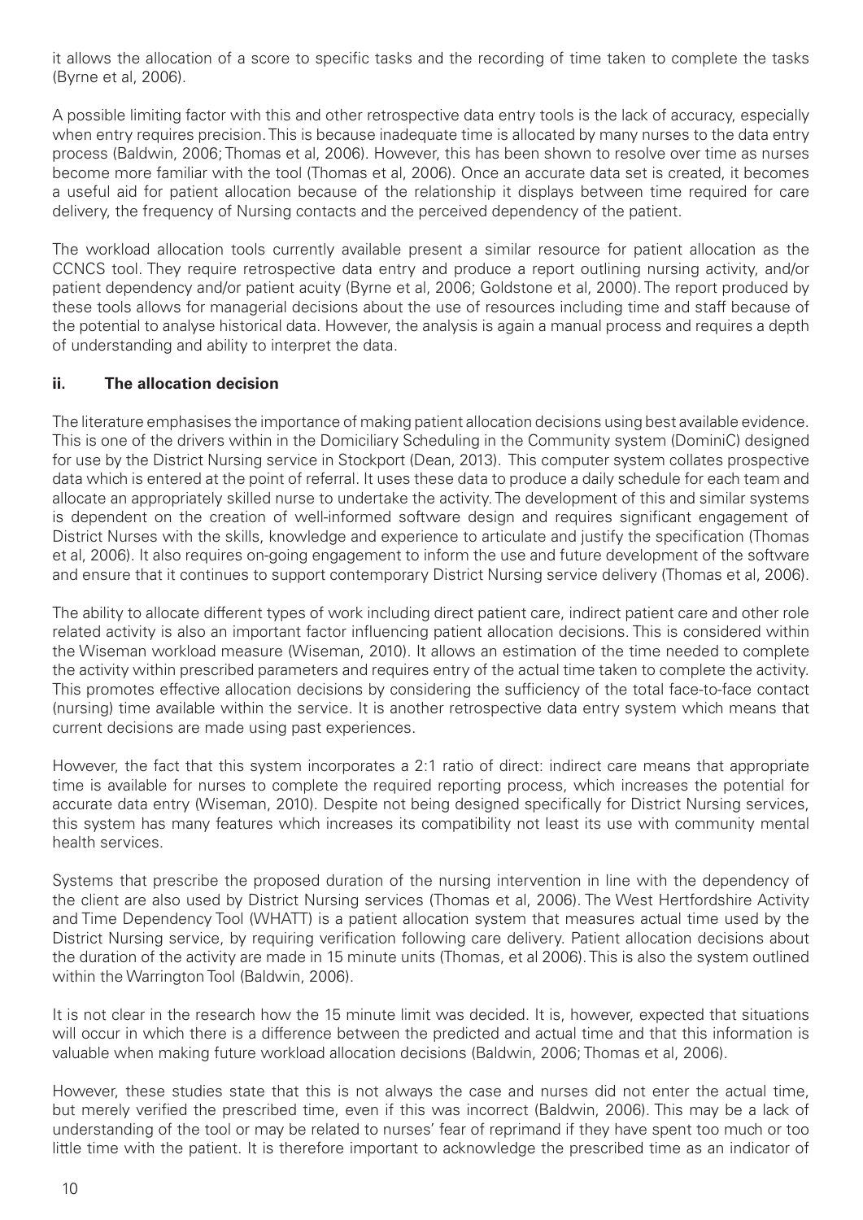it allows the allocation of a score to specific tasks and the recording of time taken to complete the tasks (Byrne et al, 2006).

A possible limiting factor with this and other retrospective data entry tools is the lack of accuracy, especially when entry requires precision. This is because inadequate time is allocated by many nurses to the data entry process (Baldwin, 2006; Thomas et al, 2006). However, this has been shown to resolve over time as nurses become more familiar with the tool (Thomas et al, 2006). Once an accurate data set is created, it becomes a useful aid for patient allocation because of the relationship it displays between time required for care delivery, the frequency of Nursing contacts and the perceived dependency of the patient.

The workload allocation tools currently available present a similar resource for patient allocation as the CCNCS tool. They require retrospective data entry and produce a report outlining nursing activity, and/or patient dependency and/or patient acuity (Byrne et al, 2006; Goldstone et al, 2000). The report produced by these tools allows for managerial decisions about the use of resources including time and staff because of the potential to analyse historical data. However, the analysis is again a manual process and requires a depth of understanding and ability to interpret the data.

### ii. The allocation decision

The literature emphasises the importance of making patient allocation decisions using best available evidence. This is one of the drivers within in the Domiciliary Scheduling in the Community system (DominiC) designed for use by the District Nursing service in Stockport (Dean, 2013). This computer system collates prospective data which is entered at the point of referral. It uses these data to produce a daily schedule for each team and allocate an appropriately skilled nurse to undertake the activity. The development of this and similar systems is dependent on the creation of well-informed software design and requires significant engagement of District Nurses with the skills, knowledge and experience to articulate and justify the specification (Thomas et al, 2006). It also requires on-going engagement to inform the use and future development of the software and ensure that it continues to support contemporary District Nursing service delivery (Thomas et al, 2006).

The ability to allocate different types of work including direct patient care, indirect patient care and other role related activity is also an important factor influencing patient allocation decisions. This is considered within the Wiseman workload measure (Wiseman, 2010). It allows an estimation of the time needed to complete the activity within prescribed parameters and requires entry of the actual time taken to complete the activity. This promotes effective allocation decisions by considering the sufficiency of the total face-to-face contact (nursing) time available within the service. It is another retrospective data entry system which means that current decisions are made using past experiences.

However, the fact that this system incorporates a 2:1 ratio of direct: indirect care means that appropriate time is available for nurses to complete the required reporting process, which increases the potential for accurate data entry (Wiseman, 2010). Despite not being designed specifically for District Nursing services, this system has many features which increases its compatibility not least its use with community mental health services.

Systems that prescribe the proposed duration of the nursing intervention in line with the dependency of the client are also used by District Nursing services (Thomas et al, 2006). The West Hertfordshire Activity and Time Dependency Tool (WHATT) is a patient allocation system that measures actual time used by the District Nursing service, by requiring verification following care delivery. Patient allocation decisions about the duration of the activity are made in 15 minute units (Thomas, et al 2006). This is also the system outlined within the Warrington Tool (Baldwin, 2006).

It is not clear in the research how the 15 minute limit was decided. It is, however, expected that situations will occur in which there is a difference between the predicted and actual time and that this information is valuable when making future workload allocation decisions (Baldwin, 2006; Thomas et al, 2006).

However, these studies state that this is not always the case and nurses did not enter the actual time, but merely verified the prescribed time, even if this was incorrect (Baldwin, 2006). This may be a lack of understanding of the tool or may be related to nurses' fear of reprimand if they have spent too much or too little time with the patient. It is therefore important to acknowledge the prescribed time as an indicator of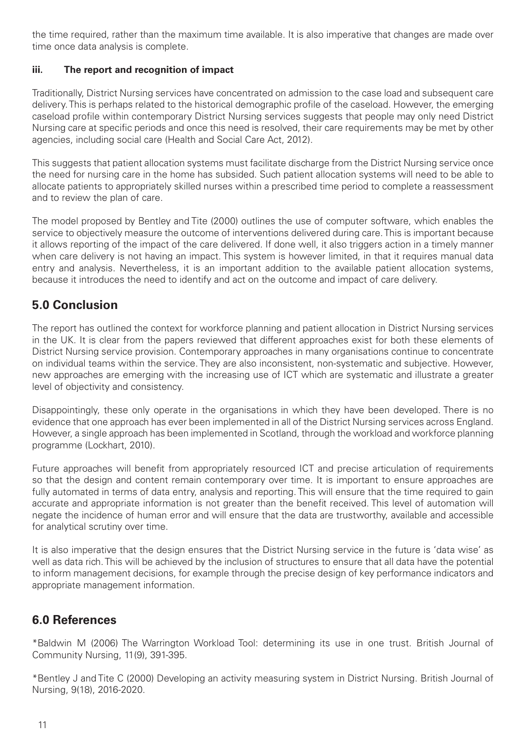the time required, rather than the maximum time available. It is also imperative that changes are made over time once data analysis is complete.

#### iii. The report and recognition of impact

Traditionally, District Nursing services have concentrated on admission to the case load and subsequent care delivery. This is perhaps related to the historical demographic profile of the caseload. However, the emerging caseload profile within contemporary District Nursing services suggests that people may only need District Nursing care at specific periods and once this need is resolved, their care requirements may be met by other agencies, including social care (Health and Social Care Act, 2012).

This suggests that patient allocation systems must facilitate discharge from the District Nursing service once the need for nursing care in the home has subsided. Such patient allocation systems will need to be able to allocate patients to appropriately skilled nurses within a prescribed time period to complete a reassessment and to review the plan of care.

The model proposed by Bentley and Tite (2000) outlines the use of computer software, which enables the service to objectively measure the outcome of interventions delivered during care. This is important because it allows reporting of the impact of the care delivered. If done well, it also triggers action in a timely manner when care delivery is not having an impact. This system is however limited, in that it requires manual data entry and analysis. Nevertheless, it is an important addition to the available patient allocation systems, because it introduces the need to identify and act on the outcome and impact of care delivery.

## 5.0 Conclusion

The report has outlined the context for workforce planning and patient allocation in District Nursing services in the UK. It is clear from the papers reviewed that different approaches exist for both these elements of District Nursing service provision. Contemporary approaches in many organisations continue to concentrate on individual teams within the service. They are also inconsistent, non-systematic and subjective. However, new approaches are emerging with the increasing use of ICT which are systematic and illustrate a greater level of objectivity and consistency.

Disappointingly, these only operate in the organisations in which they have been developed. There is no evidence that one approach has ever been implemented in all of the District Nursing services across England. However, a single approach has been implemented in Scotland, through the workload and workforce planning programme (Lockhart, 2010).

Future approaches will benefit from appropriately resourced ICT and precise articulation of requirements so that the design and content remain contemporary over time. It is important to ensure approaches are fully automated in terms of data entry, analysis and reporting. This will ensure that the time required to gain accurate and appropriate information is not greater than the benefit received. This level of automation will negate the incidence of human error and will ensure that the data are trustworthy, available and accessible for analytical scrutiny over time.

It is also imperative that the design ensures that the District Nursing service in the future is 'data wise' as well as data rich. This will be achieved by the inclusion of structures to ensure that all data have the potential to inform management decisions, for example through the precise design of key performance indicators and appropriate management information.

## 6.0 References

*Baldwin M (2006) The Warrington Workload Tool: determining its use in one trust. British Journal of Community Nursing, 11(9), 391-395.

*Bentley J and Tite C (2000) Developing an activity measuring system in District Nursing. British Journal of Nursing, 9(18), 2016-2020.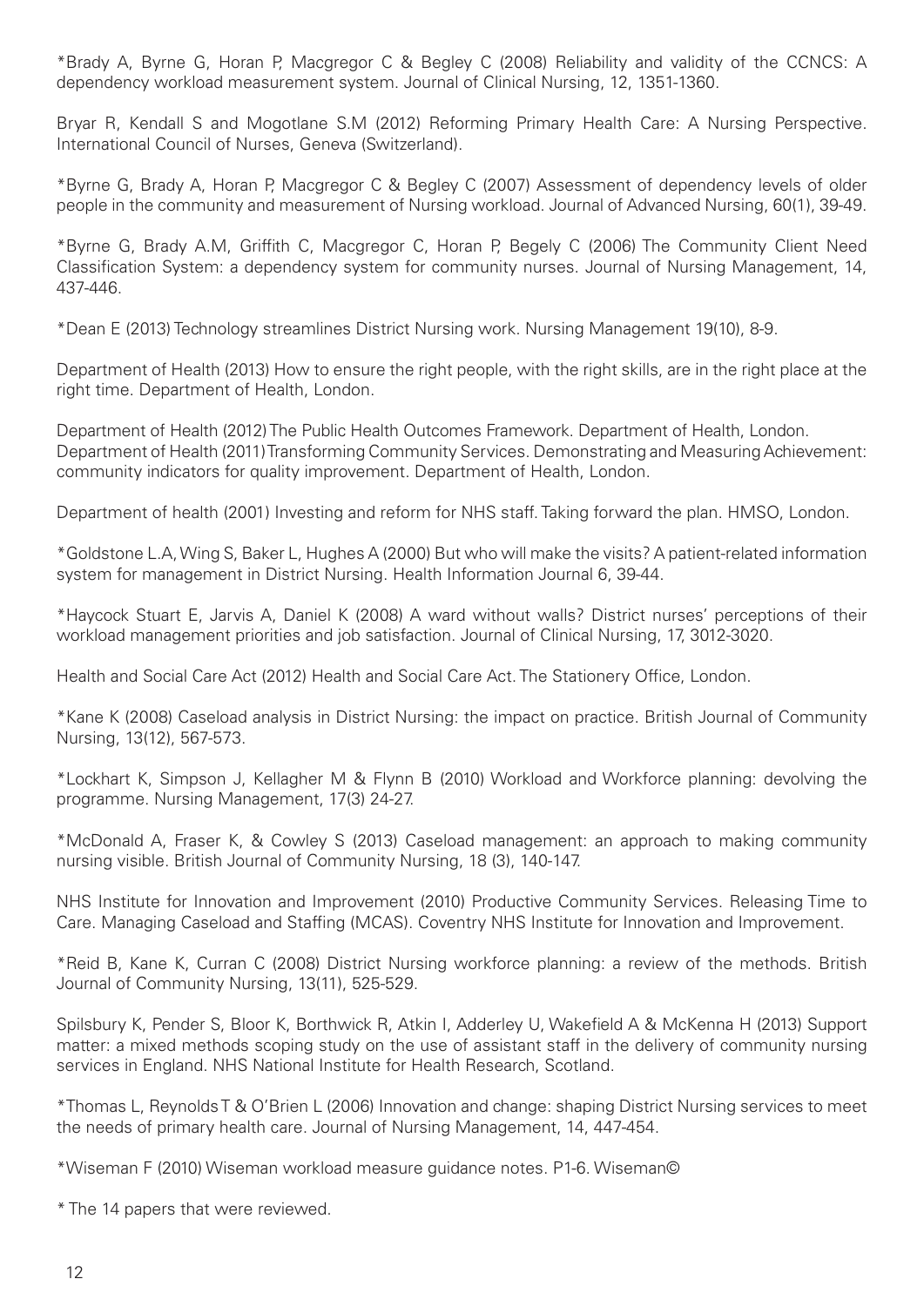*Brady A, Byrne G, Horan P, Macgregor C & Begley C (2008) Reliability and validity of the CCNCS: A dependency workload measurement system. Journal of Clinical Nursing, 12, 1351-1360.

Bryar R, Kendall S and Mogotlane S.M (2012) Reforming Primary Health Care: A Nursing Perspective. International Council of Nurses, Geneva (Switzerland).

*Byrne G, Brady A, Horan P, Macgregor C & Begley C (2007) Assessment of dependency levels of older people in the community and measurement of Nursing workload. Journal of Advanced Nursing, 60(1), 39-49.

*Byrne G, Brady A.M, Griffith C, Macgregor C, Horan P, Begely C (2006) The Community Client Need Classification System: a dependency system for community nurses. Journal of Nursing Management, 14, 437-446.

*Dean E (2013) Technology streamlines District Nursing work. Nursing Management 19(10), 8-9.

Department of Health (2013) How to ensure the right people, with the right skills, are in the right place at the right time. Department of Health, London.

Department of Health (2012) The Public Health Outcomes Framework. Department of Health, London.
Department of Health (2011) Transforming Community Services. Demonstrating and Measuring Achievement: community indicators for quality improvement. Department of Health, London.

Department of health (2001) Investing and reform for NHS staff. Taking forward the plan. HMSO, London.

*Goldstone L.A, Wing S, Baker L, Hughes A (2000) But who will make the visits? A patient-related information system for management in District Nursing. Health Information Journal 6, 39-44.

*Haycock Stuart E, Jarvis A, Daniel K (2008) A ward without walls? District nurses' perceptions of their workload management priorities and job satisfaction. Journal of Clinical Nursing, 17, 3012-3020.

Health and Social Care Act (2012) Health and Social Care Act. The Stationery Office, London.

*Kane K (2008) Caseload analysis in District Nursing: the impact on practice. British Journal of Community Nursing, 13(12), 567-573.

*Lockhart K, Simpson J, Kellagher M & Flynn B (2010) Workload and Workforce planning: devolving the programme. Nursing Management, 17(3) 24-27.

*McDonald A, Fraser K, & Cowley S (2013) Caseload management: an approach to making community nursing visible. British Journal of Community Nursing, 18 (3), 140-147.

NHS Institute for Innovation and Improvement (2010) Productive Community Services. Releasing Time to Care. Managing Caseload and Staffing (MCAS). Coventry NHS Institute for Innovation and Improvement.

*Reid B, Kane K, Curran C (2008) District Nursing workforce planning: a review of the methods. British Journal of Community Nursing, 13(11), 525-529.

Spilsbury K, Pender S, Bloor K, Borthwick R, Atkin I, Adderley U, Wakefield A & McKenna H (2013) Support matter: a mixed methods scoping study on the use of assistant staff in the delivery of community nursing services in England. NHS National Institute for Health Research, Scotland.

*Thomas L, Reynolds T & O'Brien L (2006) Innovation and change: shaping District Nursing services to meet the needs of primary health care. Journal of Nursing Management, 14, 447-454.

*Wiseman F (2010) Wiseman workload measure guidance notes. P1-6. Wiseman©

* The 14 papers that were reviewed.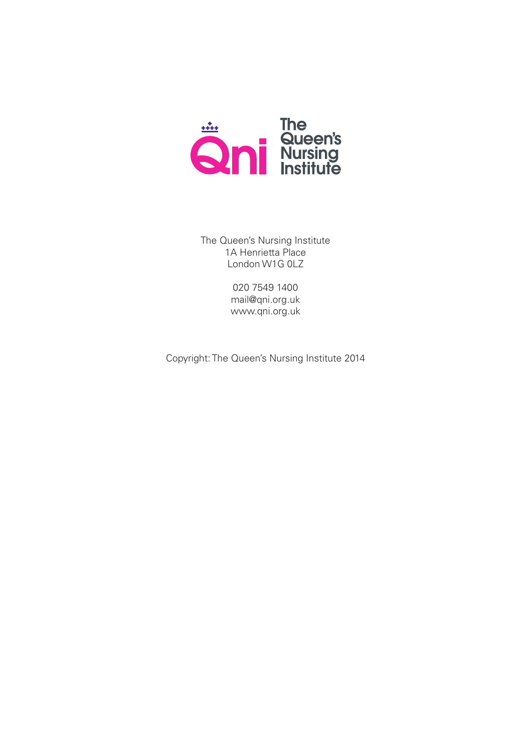The Queen's Nursing Institute

The Queen's Nursing Institute
1A Henrietta Place
London W1G 0LZ

020 7549 1400
mail@qni.org.uk
www.qni.org.uk

Copyright: The Queen's Nursing Institute 2014